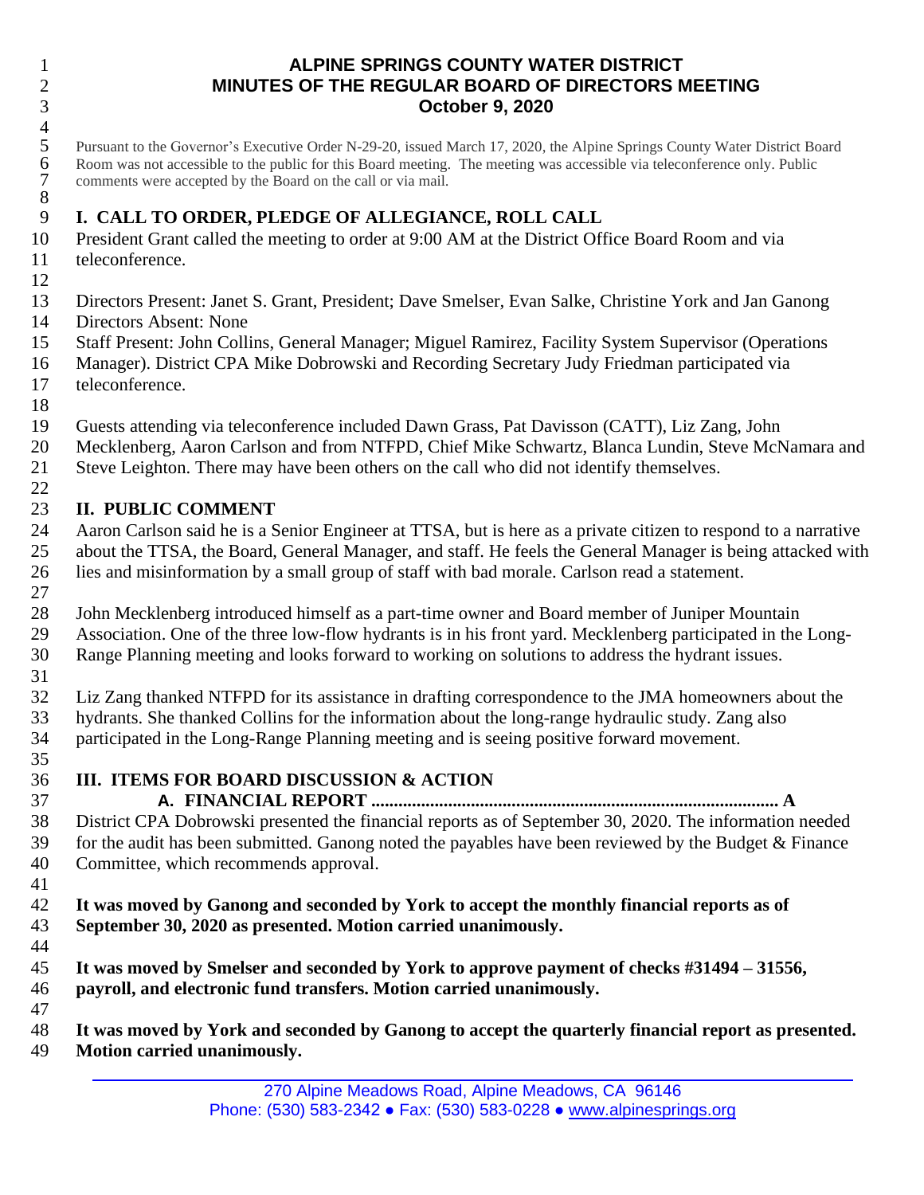# ALPINE SPRINGS COUNTY WATER DISTRICT
## MINUTES OF THE REGULAR BOARD OF DIRECTORS MEETING
## October 9, 2020

Pursuant to the Governor's Executive Order N-29-20, issued March 17, 2020, the Alpine Springs County Water District Board Room was not accessible to the public for this Board meeting. The meeting was accessible via teleconference only. Public comments were accepted by the Board on the call or via mail.

## I. CALL TO ORDER, PLEDGE OF ALLEGIANCE, ROLL CALL

President Grant called the meeting to order at 9:00 AM at the District Office Board Room and via teleconference.

Directors Present: Janet S. Grant, President; Dave Smelser, Evan Salke, Christine York and Jan Ganong
Directors Absent: None
Staff Present: John Collins, General Manager; Miguel Ramirez, Facility System Supervisor (Operations Manager). District CPA Mike Dobrowski and Recording Secretary Judy Friedman participated via teleconference.

Guests attending via teleconference included Dawn Grass, Pat Davisson (CATT), Liz Zang, John Mecklenberg, Aaron Carlson and from NTFPD, Chief Mike Schwartz, Blanca Lundin, Steve McNamara and Steve Leighton. There may have been others on the call who did not identify themselves.

## II. PUBLIC COMMENT

Aaron Carlson said he is a Senior Engineer at TTSA, but is here as a private citizen to respond to a narrative about the TTSA, the Board, General Manager, and staff. He feels the General Manager is being attacked with lies and misinformation by a small group of staff with bad morale. Carlson read a statement.

John Mecklenberg introduced himself as a part-time owner and Board member of Juniper Mountain Association. One of the three low-flow hydrants is in his front yard. Mecklenberg participated in the Long-Range Planning meeting and looks forward to working on solutions to address the hydrant issues.

Liz Zang thanked NTFPD for its assistance in drafting correspondence to the JMA homeowners about the hydrants. She thanked Collins for the information about the long-range hydraulic study. Zang also participated in the Long-Range Planning meeting and is seeing positive forward movement.

## III. ITEMS FOR BOARD DISCUSSION & ACTION

### A. FINANCIAL REPORT ........................................................................................ A

District CPA Dobrowski presented the financial reports as of September 30, 2020. The information needed for the audit has been submitted. Ganong noted the payables have been reviewed by the Budget & Finance Committee, which recommends approval.

**It was moved by Ganong and seconded by York to accept the monthly financial reports as of September 30, 2020 as presented. Motion carried unanimously.**

**It was moved by Smelser and seconded by York to approve payment of checks #31494 – 31556, payroll, and electronic fund transfers. Motion carried unanimously.**

**It was moved by York and seconded by Ganong to accept the quarterly financial report as presented. Motion carried unanimously.**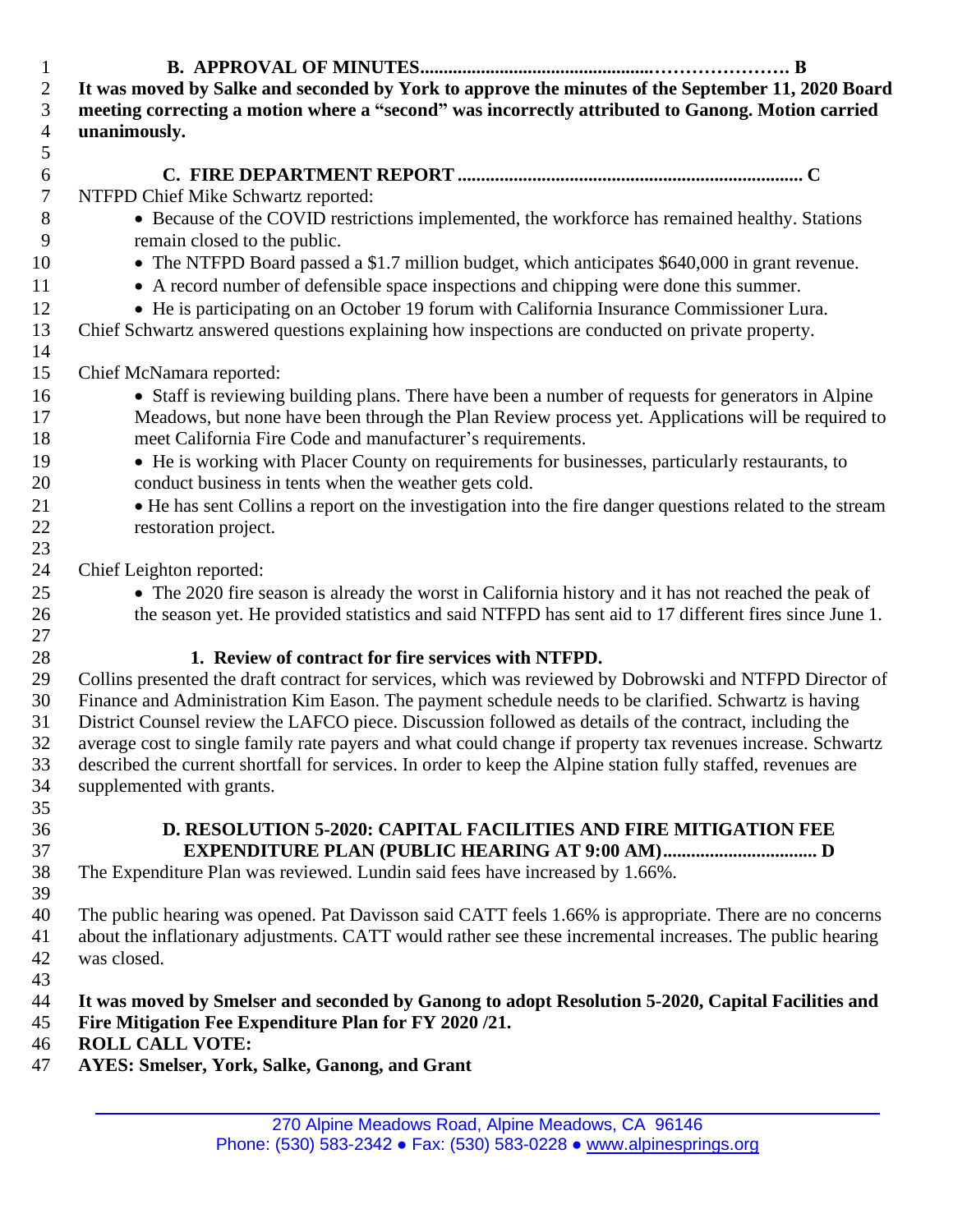**B. APPROVAL OF MINUTES.................................................…………………. B**

**It was moved by Salke and seconded by York to approve the minutes of the September 11, 2020 Board meeting correcting a motion where a "second" was incorrectly attributed to Ganong. Motion carried unanimously.**

**C. FIRE DEPARTMENT REPORT ......................................................................... C**

NTFPD Chief Mike Schwartz reported:

- Because of the COVID restrictions implemented, the workforce has remained healthy. Stations remain closed to the public.
- The NTFPD Board passed a $1.7 million budget, which anticipates $640,000 in grant revenue.
- A record number of defensible space inspections and chipping were done this summer.
- He is participating on an October 19 forum with California Insurance Commissioner Lura.

Chief Schwartz answered questions explaining how inspections are conducted on private property.

Chief McNamara reported:

- Staff is reviewing building plans. There have been a number of requests for generators in Alpine Meadows, but none have been through the Plan Review process yet. Applications will be required to meet California Fire Code and manufacturer's requirements.
- He is working with Placer County on requirements for businesses, particularly restaurants, to conduct business in tents when the weather gets cold.
- He has sent Collins a report on the investigation into the fire danger questions related to the stream restoration project.

Chief Leighton reported:

- The 2020 fire season is already the worst in California history and it has not reached the peak of the season yet. He provided statistics and said NTFPD has sent aid to 17 different fires since June 1.

**1. Review of contract for fire services with NTFPD.**

Collins presented the draft contract for services, which was reviewed by Dobrowski and NTFPD Director of Finance and Administration Kim Eason. The payment schedule needs to be clarified. Schwartz is having District Counsel review the LAFCO piece. Discussion followed as details of the contract, including the average cost to single family rate payers and what could change if property tax revenues increase. Schwartz described the current shortfall for services. In order to keep the Alpine station fully staffed, revenues are supplemented with grants.

**D. RESOLUTION 5-2020: CAPITAL FACILITIES AND FIRE MITIGATION FEE EXPENDITURE PLAN (PUBLIC HEARING AT 9:00 AM)................................ D**

The Expenditure Plan was reviewed. Lundin said fees have increased by 1.66%.

The public hearing was opened. Pat Davisson said CATT feels 1.66% is appropriate. There are no concerns about the inflationary adjustments. CATT would rather see these incremental increases. The public hearing was closed.

**It was moved by Smelser and seconded by Ganong to adopt Resolution 5-2020, Capital Facilities and Fire Mitigation Fee Expenditure Plan for FY 2020 /21.**
**ROLL CALL VOTE:**
**AYES: Smelser, York, Salke, Ganong, and Grant**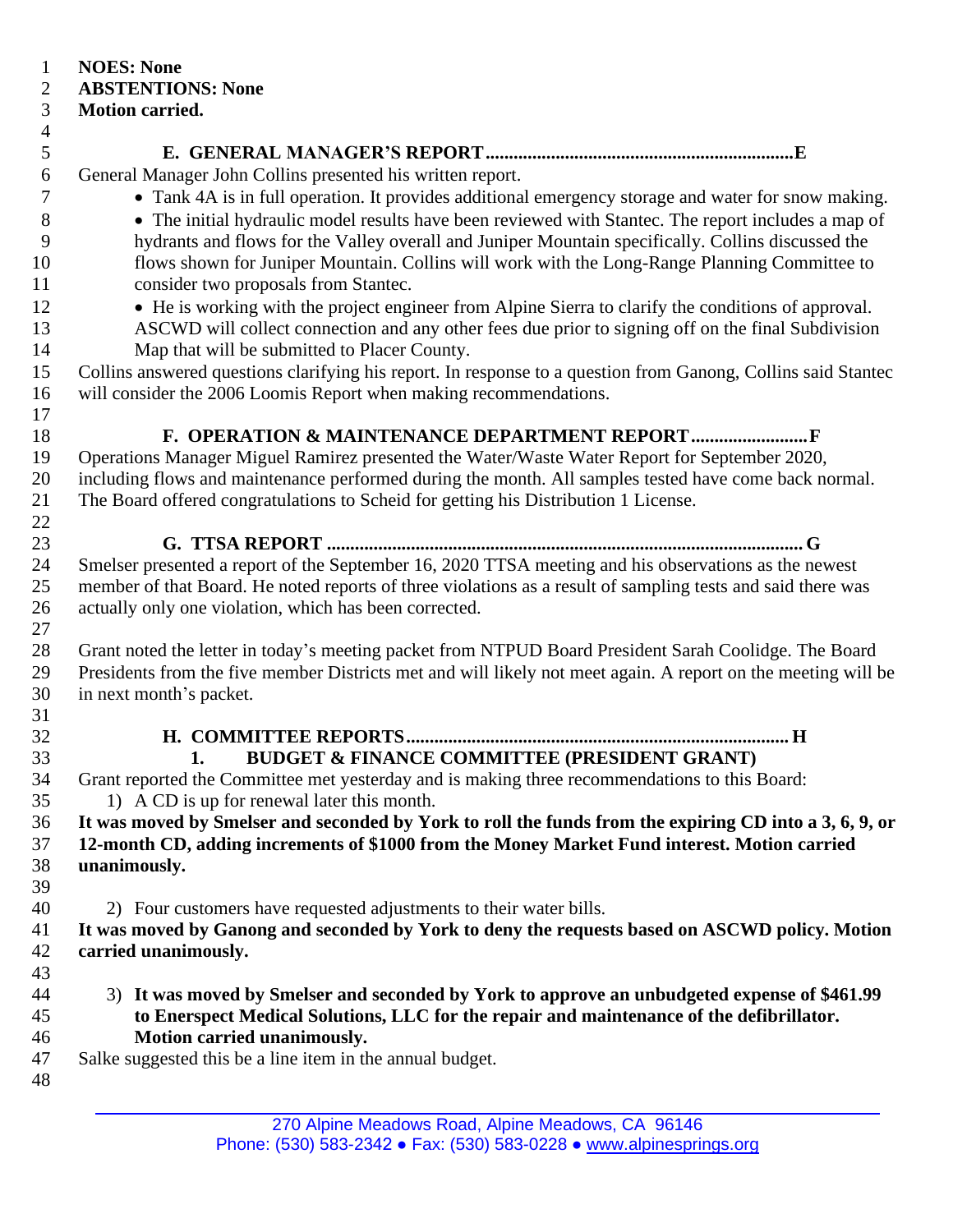**NOES: None**
**ABSTENTIONS: None**
**Motion carried.**

## E. GENERAL MANAGER'S REPORT.................................................................E

General Manager John Collins presented his written report.

- Tank 4A is in full operation. It provides additional emergency storage and water for snow making.
- The initial hydraulic model results have been reviewed with Stantec. The report includes a map of hydrants and flows for the Valley overall and Juniper Mountain specifically. Collins discussed the flows shown for Juniper Mountain. Collins will work with the Long-Range Planning Committee to consider two proposals from Stantec.
- He is working with the project engineer from Alpine Sierra to clarify the conditions of approval. ASCWD will collect connection and any other fees due prior to signing off on the final Subdivision Map that will be submitted to Placer County.

Collins answered questions clarifying his report. In response to a question from Ganong, Collins said Stantec will consider the 2006 Loomis Report when making recommendations.

## F. OPERATION & MAINTENANCE DEPARTMENT REPORT........................F

Operations Manager Miguel Ramirez presented the Water/Waste Water Report for September 2020, including flows and maintenance performed during the month. All samples tested have come back normal. The Board offered congratulations to Scheid for getting his Distribution 1 License.

## G. TTSA REPORT .....................................................................................................G

Smelser presented a report of the September 16, 2020 TTSA meeting and his observations as the newest member of that Board. He noted reports of three violations as a result of sampling tests and said there was actually only one violation, which has been corrected.

Grant noted the letter in today's meeting packet from NTPUD Board President Sarah Coolidge. The Board Presidents from the five member Districts met and will likely not meet again. A report on the meeting will be in next month's packet.

## H. COMMITTEE REPORTS................................................................................ H

### 1. BUDGET & FINANCE COMMITTEE (PRESIDENT GRANT)

Grant reported the Committee met yesterday and is making three recommendations to this Board:

1) A CD is up for renewal later this month.

**It was moved by Smelser and seconded by York to roll the funds from the expiring CD into a 3, 6, 9, or 12-month CD, adding increments of $1000 from the Money Market Fund interest. Motion carried unanimously.**

2) Four customers have requested adjustments to their water bills.

**It was moved by Ganong and seconded by York to deny the requests based on ASCWD policy. Motion carried unanimously.**

3) **It was moved by Smelser and seconded by York to approve an unbudgeted expense of $461.99 to Enerspect Medical Solutions, LLC for the repair and maintenance of the defibrillator. Motion carried unanimously.**

Salke suggested this be a line item in the annual budget.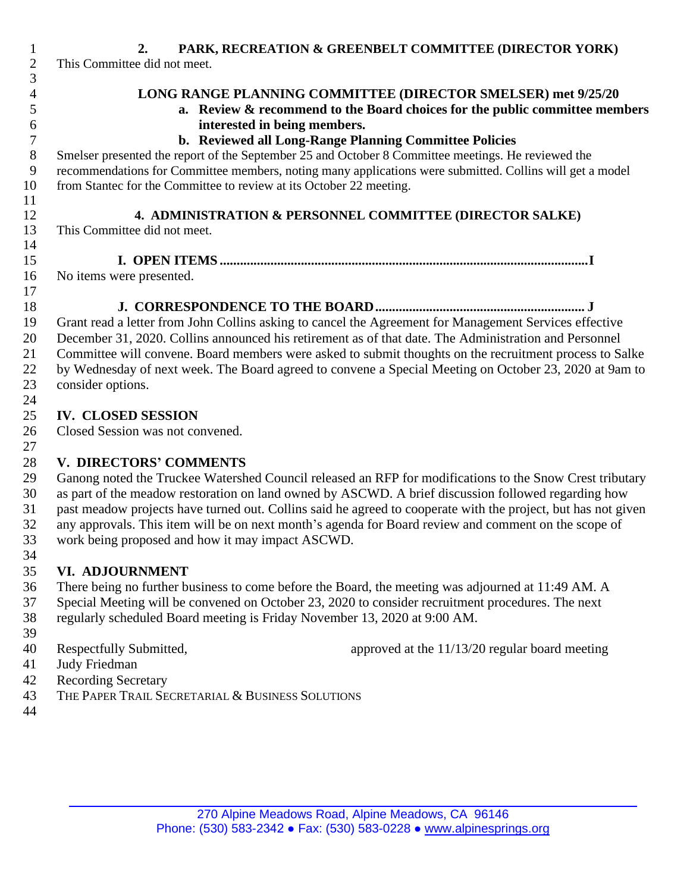**2. PARK, RECREATION & GREENBELT COMMITTEE (DIRECTOR YORK)**

This Committee did not meet.

**LONG RANGE PLANNING COMMITTEE (DIRECTOR SMELSER) met 9/25/20**

**a. Review & recommend to the Board choices for the public committee members interested in being members.**

**b. Reviewed all Long-Range Planning Committee Policies**

Smelser presented the report of the September 25 and October 8 Committee meetings. He reviewed the recommendations for Committee members, noting many applications were submitted. Collins will get a model from Stantec for the Committee to review at its October 22 meeting.

**4. ADMINISTRATION & PERSONNEL COMMITTEE (DIRECTOR SALKE)**

This Committee did not meet.

**I. OPEN ITEMS ............................................................................................................I**

No items were presented.

**J. CORRESPONDENCE TO THE BOARD............................................................. J**

Grant read a letter from John Collins asking to cancel the Agreement for Management Services effective December 31, 2020. Collins announced his retirement as of that date. The Administration and Personnel Committee will convene. Board members were asked to submit thoughts on the recruitment process to Salke by Wednesday of next week. The Board agreed to convene a Special Meeting on October 23, 2020 at 9am to consider options.

## IV. CLOSED SESSION

Closed Session was not convened.

## V. DIRECTORS' COMMENTS

Ganong noted the Truckee Watershed Council released an RFP for modifications to the Snow Crest tributary as part of the meadow restoration on land owned by ASCWD. A brief discussion followed regarding how past meadow projects have turned out. Collins said he agreed to cooperate with the project, but has not given any approvals. This item will be on next month's agenda for Board review and comment on the scope of work being proposed and how it may impact ASCWD.

## VI. ADJOURNMENT

There being no further business to come before the Board, the meeting was adjourned at 11:49 AM. A Special Meeting will be convened on October 23, 2020 to consider recruitment procedures. The next regularly scheduled Board meeting is Friday November 13, 2020 at 9:00 AM.

Respectfully Submitted,  
Judy Friedman  
Recording Secretary  
THE PAPER TRAIL SECRETARIAL & BUSINESS SOLUTIONS

approved at the 11/13/20 regular board meeting

270 Alpine Meadows Road, Alpine Meadows, CA 96146  
Phone: (530) 583-2342 ● Fax: (530) 583-0228 ● www.alpinesprings.org